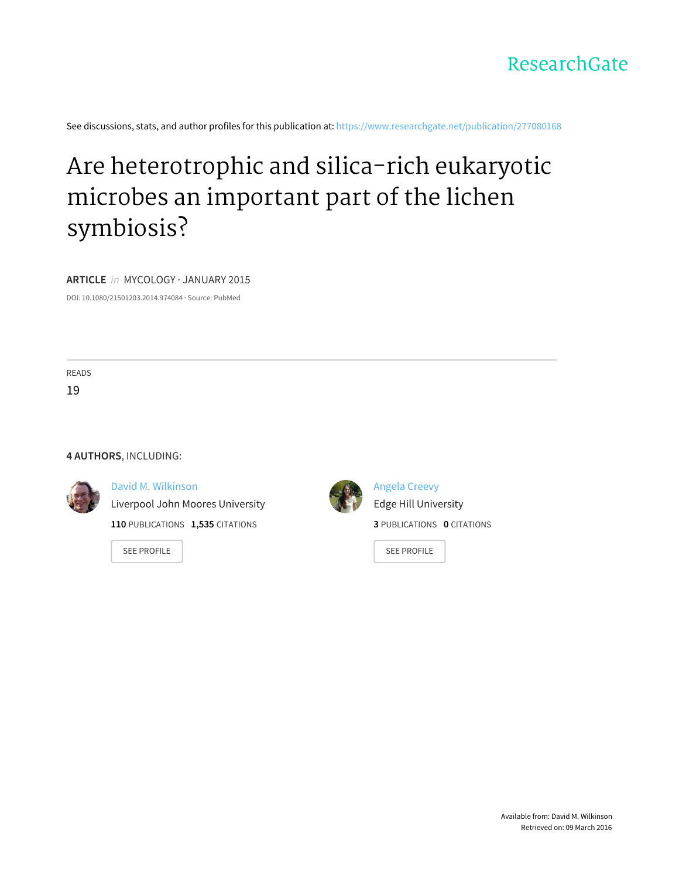ResearchGate

See discussions, stats, and author profiles for this publication at: https://www.researchgate.net/publication/277080168

# Are heterotrophic and silica-rich eukaryotic microbes an important part of the lichen symbiosis?

**ARTICLE** *in* MYCOLOGY · JANUARY 2015

DOI: 10.1080/21501203.2014.974084 · Source: PubMed

READS

19

**4 AUTHORS**, INCLUDING:

David M. Wilkinson
Liverpool John Moores University
**110** PUBLICATIONS **1,535** CITATIONS

SEE PROFILE

Angela Creevy
Edge Hill University
**3** PUBLICATIONS **0** CITATIONS

SEE PROFILE

Available from: David M. Wilkinson
Retrieved on: 09 March 2016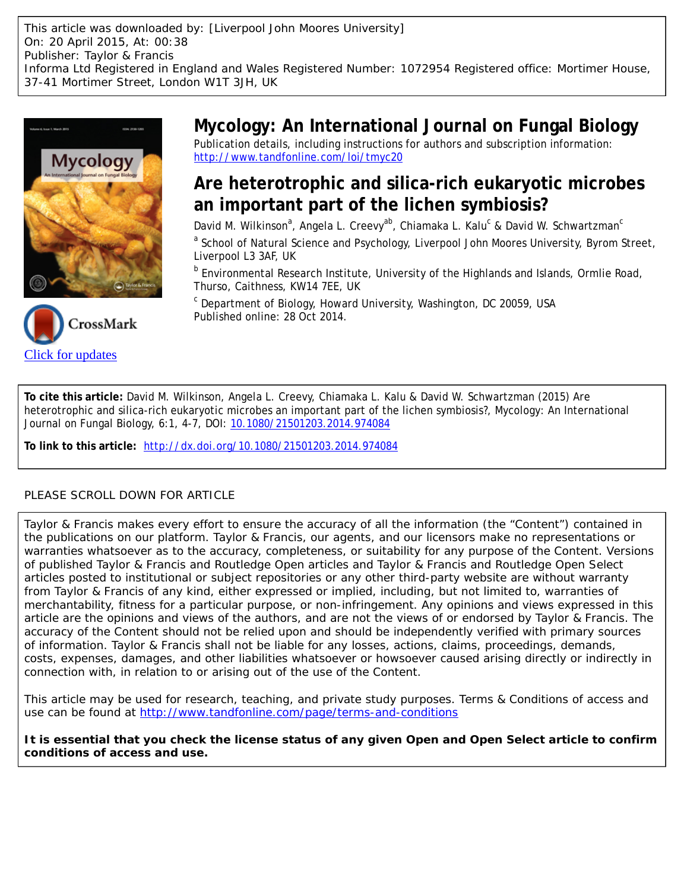This article was downloaded by: [Liverpool John Moores University]
On: 20 April 2015, At: 00:38
Publisher: Taylor & Francis
Informa Ltd Registered in England and Wales Registered Number: 1072954 Registered office: Mortimer House, 37-41 Mortimer Street, London W1T 3JH, UK

# Mycology: An International Journal on Fungal Biology

Publication details, including instructions for authors and subscription information:
http://www.tandfonline.com/loi/tmyc20

## Are heterotrophic and silica-rich eukaryotic microbes an important part of the lichen symbiosis?

David M. Wilkinson[a], Angela L. Creevy[ab], Chiamaka L. Kalu[c] & David W. Schwartzman[c]

[a] School of Natural Science and Psychology, Liverpool John Moores University, Byrom Street, Liverpool L3 3AF, UK

[b] Environmental Research Institute, University of the Highlands and Islands, Ormlie Road, Thurso, Caithness, KW14 7EE, UK

[c] Department of Biology, Howard University, Washington, DC 20059, USA

Published online: 28 Oct 2014.

Click for updates

**To cite this article:** David M. Wilkinson, Angela L. Creevy, Chiamaka L. Kalu & David W. Schwartzman (2015) Are heterotrophic and silica-rich eukaryotic microbes an important part of the lichen symbiosis?, Mycology: An International Journal on Fungal Biology, 6:1, 4-7, DOI: 10.1080/21501203.2014.974084

**To link to this article:** http://dx.doi.org/10.1080/21501203.2014.974084

PLEASE SCROLL DOWN FOR ARTICLE

Taylor & Francis makes every effort to ensure the accuracy of all the information (the "Content") contained in the publications on our platform. Taylor & Francis, our agents, and our licensors make no representations or warranties whatsoever as to the accuracy, completeness, or suitability for any purpose of the Content. Versions of published Taylor & Francis and Routledge Open articles and Taylor & Francis and Routledge Open Select articles posted to institutional or subject repositories or any other third-party website are without warranty from Taylor & Francis of any kind, either expressed or implied, including, but not limited to, warranties of merchantability, fitness for a particular purpose, or non-infringement. Any opinions and views expressed in this article are the opinions and views of the authors, and are not the views of or endorsed by Taylor & Francis. The accuracy of the Content should not be relied upon and should be independently verified with primary sources of information. Taylor & Francis shall not be liable for any losses, actions, claims, proceedings, demands, costs, expenses, damages, and other liabilities whatsoever or howsoever caused arising directly or indirectly in connection with, in relation to or arising out of the use of the Content.

This article may be used for research, teaching, and private study purposes. Terms & Conditions of access and use can be found at http://www.tandfonline.com/page/terms-and-conditions

**It is essential that you check the license status of any given Open and Open Select article to confirm conditions of access and use.**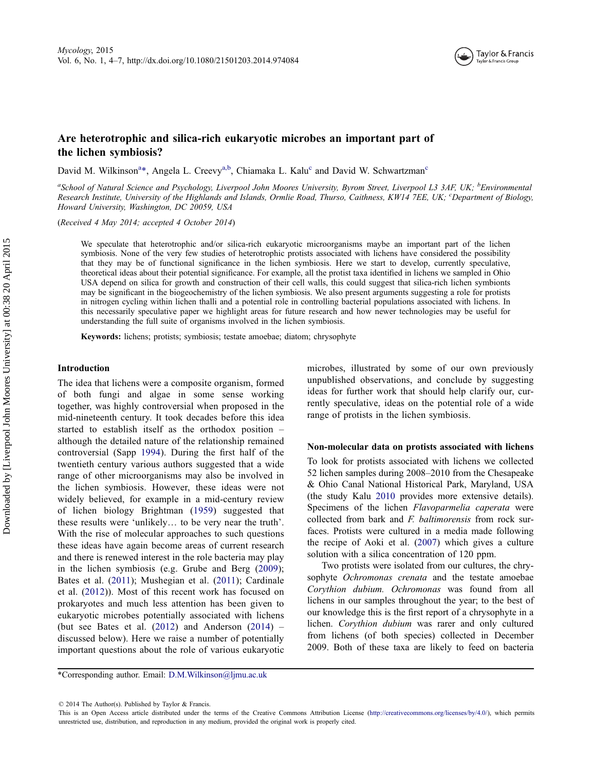# Are heterotrophic and silica-rich eukaryotic microbes an important part of the lichen symbiosis?

David M. Wilkinson[a]*, Angela L. Creevy[a,b], Chiamaka L. Kalu[c] and David W. Schwartzman[c]

[a]*School of Natural Science and Psychology, Liverpool John Moores University, Byrom Street, Liverpool L3 3AF, UK;* [b]*Environmental Research Institute, University of the Highlands and Islands, Ormlie Road, Thurso, Caithness, KW14 7EE, UK;* [c]*Department of Biology, Howard University, Washington, DC 20059, USA*

(*Received 4 May 2014; accepted 4 October 2014*)

We speculate that heterotrophic and/or silica-rich eukaryotic microorganisms maybe an important part of the lichen symbiosis. None of the very few studies of heterotrophic protists associated with lichens have considered the possibility that they may be of functional significance in the lichen symbiosis. Here we start to develop, currently speculative, theoretical ideas about their potential significance. For example, all the protist taxa identified in lichens we sampled in Ohio USA depend on silica for growth and construction of their cell walls, this could suggest that silica-rich lichen symbionts may be significant in the biogeochemistry of the lichen symbiosis. We also present arguments suggesting a role for protists in nitrogen cycling within lichen thalli and a potential role in controlling bacterial populations associated with lichens. In this necessarily speculative paper we highlight areas for future research and how newer technologies may be useful for understanding the full suite of organisms involved in the lichen symbiosis.

**Keywords:** lichens; protists; symbiosis; testate amoebae; diatom; chrysophyte

## Introduction

The idea that lichens were a composite organism, formed of both fungi and algae in some sense working together, was highly controversial when proposed in the mid-nineteenth century. It took decades before this idea started to establish itself as the orthodox position – although the detailed nature of the relationship remained controversial (Sapp 1994). During the first half of the twentieth century various authors suggested that a wide range of other microorganisms may also be involved in the lichen symbiosis. However, these ideas were not widely believed, for example in a mid-century review of lichen biology Brightman (1959) suggested that these results were 'unlikely… to be very near the truth'. With the rise of molecular approaches to such questions these ideas have again become areas of current research and there is renewed interest in the role bacteria may play in the lichen symbiosis (e.g. Grube and Berg (2009); Bates et al. (2011); Mushegian et al. (2011); Cardinale et al. (2012)). Most of this recent work has focused on prokaryotes and much less attention has been given to eukaryotic microbes potentially associated with lichens (but see Bates et al. (2012) and Anderson (2014) – discussed below). Here we raise a number of potentially important questions about the role of various eukaryotic microbes, illustrated by some of our own previously unpublished observations, and conclude by suggesting ideas for further work that should help clarify our, currently speculative, ideas on the potential role of a wide range of protists in the lichen symbiosis.

## Non-molecular data on protists associated with lichens

To look for protists associated with lichens we collected 52 lichen samples during 2008–2010 from the Chesapeake & Ohio Canal National Historical Park, Maryland, USA (the study Kalu 2010 provides more extensive details). Specimens of the lichen *Flavoparmelia caperata* were collected from bark and *F. baltimorensis* from rock surfaces. Protists were cultured in a media made following the recipe of Aoki et al. (2007) which gives a culture solution with a silica concentration of 120 ppm.

Two protists were isolated from our cultures, the chrysophyte *Ochromonas crenata* and the testate amoebae *Corythion dubium*. *Ochromonas* was found from all lichens in our samples throughout the year; to the best of our knowledge this is the first report of a chrysophyte in a lichen. *Corythion dubium* was rarer and only cultured from lichens (of both species) collected in December 2009. Both of these taxa are likely to feed on bacteria

*Corresponding author. Email: D.M.Wilkinson@ljmu.ac.uk

© 2014 The Author(s). Published by Taylor & Francis.
This is an Open Access article distributed under the terms of the Creative Commons Attribution License (http://creativecommons.org/licenses/by/4.0/), which permits unrestricted use, distribution, and reproduction in any medium, provided the original work is properly cited.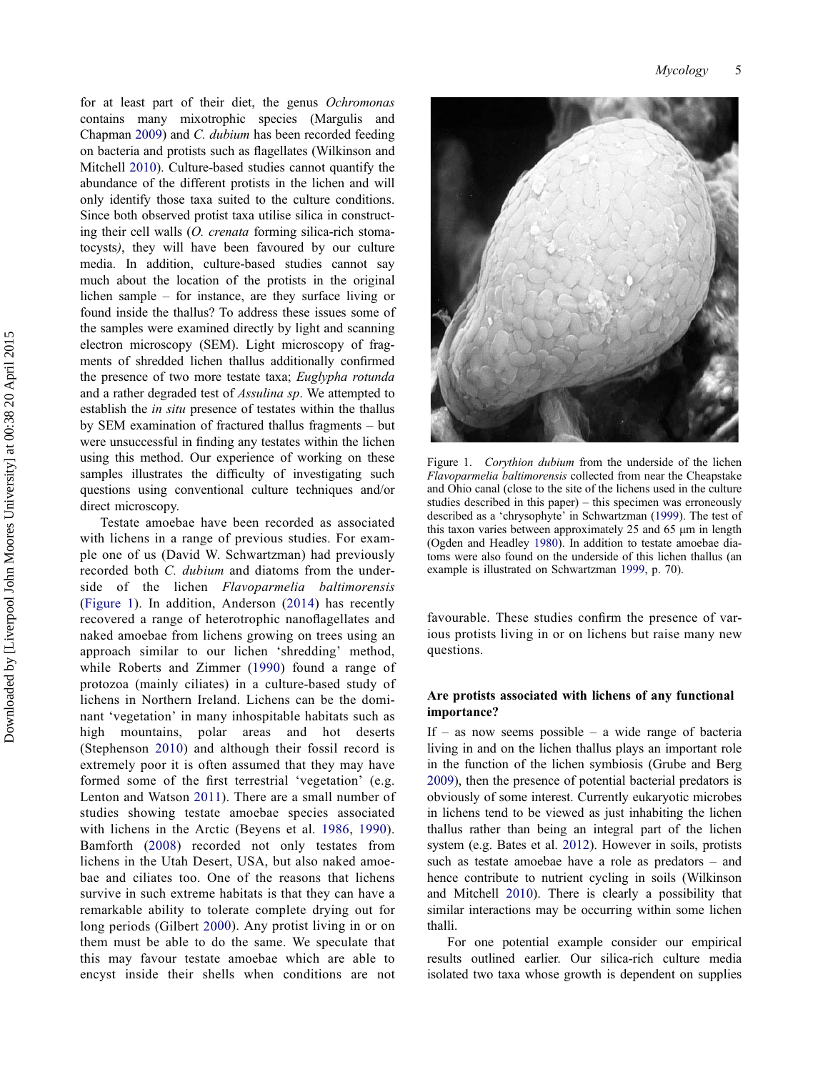for at least part of their diet, the genus *Ochromonas* contains many mixotrophic species (Margulis and Chapman 2009) and *C. dubium* has been recorded feeding on bacteria and protists such as flagellates (Wilkinson and Mitchell 2010). Culture-based studies cannot quantify the abundance of the different protists in the lichen and will only identify those taxa suited to the culture conditions. Since both observed protist taxa utilise silica in constructing their cell walls (*O. crenata* forming silica-rich stomatocysts*)*, they will have been favoured by our culture media. In addition, culture-based studies cannot say much about the location of the protists in the original lichen sample – for instance, are they surface living or found inside the thallus? To address these issues some of the samples were examined directly by light and scanning electron microscopy (SEM). Light microscopy of fragments of shredded lichen thallus additionally confirmed the presence of two more testate taxa; *Euglypha rotunda* and a rather degraded test of *Assulina sp*. We attempted to establish the *in situ* presence of testates within the thallus by SEM examination of fractured thallus fragments – but were unsuccessful in finding any testates within the lichen using this method. Our experience of working on these samples illustrates the difficulty of investigating such questions using conventional culture techniques and/or direct microscopy.

Testate amoebae have been recorded as associated with lichens in a range of previous studies. For example one of us (David W. Schwartzman) had previously recorded both *C. dubium* and diatoms from the underside of the lichen *Flavoparmelia baltimorensis* (Figure 1). In addition, Anderson (2014) has recently recovered a range of heterotrophic nanoflagellates and naked amoebae from lichens growing on trees using an approach similar to our lichen 'shredding' method, while Roberts and Zimmer (1990) found a range of protozoa (mainly ciliates) in a culture-based study of lichens in Northern Ireland. Lichens can be the dominant 'vegetation' in many inhospitable habitats such as high mountains, polar areas and hot deserts (Stephenson 2010) and although their fossil record is extremely poor it is often assumed that they may have formed some of the first terrestrial 'vegetation' (e.g. Lenton and Watson 2011). There are a small number of studies showing testate amoebae species associated with lichens in the Arctic (Beyens et al. 1986, 1990). Bamforth (2008) recorded not only testates from lichens in the Utah Desert, USA, but also naked amoebae and ciliates too. One of the reasons that lichens survive in such extreme habitats is that they can have a remarkable ability to tolerate complete drying out for long periods (Gilbert 2000). Any protist living in or on them must be able to do the same. We speculate that this may favour testate amoebae which are able to encyst inside their shells when conditions are not favourable. These studies confirm the presence of various protists living in or on lichens but raise many new questions.

Figure 1. *Corythion dubium* from the underside of the lichen *Flavoparmelia baltimorensis* collected from near the Cheapstake and Ohio canal (close to the site of the lichens used in the culture studies described in this paper) – this specimen was erroneously described as a 'chrysophyte' in Schwartzman (1999). The test of this taxon varies between approximately 25 and 65 μm in length (Ogden and Headley 1980). In addition to testate amoebae diatoms were also found on the underside of this lichen thallus (an example is illustrated on Schwartzman 1999, p. 70).

### Are protists associated with lichens of any functional importance?

If – as now seems possible – a wide range of bacteria living in and on the lichen thallus plays an important role in the function of the lichen symbiosis (Grube and Berg 2009), then the presence of potential bacterial predators is obviously of some interest. Currently eukaryotic microbes in lichens tend to be viewed as just inhabiting the lichen thallus rather than being an integral part of the lichen system (e.g. Bates et al. 2012). However in soils, protists such as testate amoebae have a role as predators – and hence contribute to nutrient cycling in soils (Wilkinson and Mitchell 2010). There is clearly a possibility that similar interactions may be occurring within some lichen thalli.

For one potential example consider our empirical results outlined earlier. Our silica-rich culture media isolated two taxa whose growth is dependent on supplies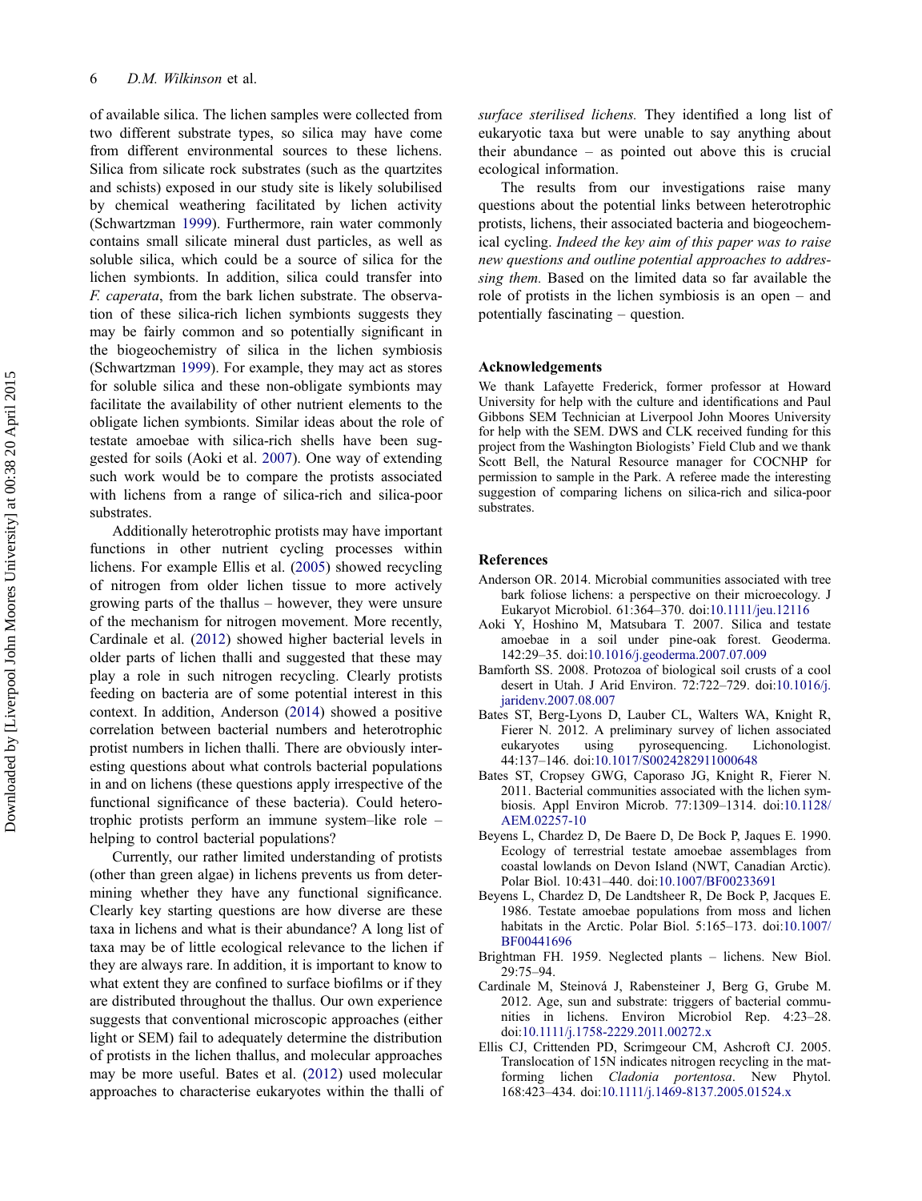of available silica. The lichen samples were collected from two different substrate types, so silica may have come from different environmental sources to these lichens. Silica from silicate rock substrates (such as the quartzites and schists) exposed in our study site is likely solubilised by chemical weathering facilitated by lichen activity (Schwartzman 1999). Furthermore, rain water commonly contains small silicate mineral dust particles, as well as soluble silica, which could be a source of silica for the lichen symbionts. In addition, silica could transfer into *F. caperata*, from the bark lichen substrate. The observation of these silica-rich lichen symbionts suggests they may be fairly common and so potentially significant in the biogeochemistry of silica in the lichen symbiosis (Schwartzman 1999). For example, they may act as stores for soluble silica and these non-obligate symbionts may facilitate the availability of other nutrient elements to the obligate lichen symbionts. Similar ideas about the role of testate amoebae with silica-rich shells have been suggested for soils (Aoki et al. 2007). One way of extending such work would be to compare the protists associated with lichens from a range of silica-rich and silica-poor substrates.

Additionally heterotrophic protists may have important functions in other nutrient cycling processes within lichens. For example Ellis et al. (2005) showed recycling of nitrogen from older lichen tissue to more actively growing parts of the thallus – however, they were unsure of the mechanism for nitrogen movement. More recently, Cardinale et al. (2012) showed higher bacterial levels in older parts of lichen thalli and suggested that these may play a role in such nitrogen recycling. Clearly protists feeding on bacteria are of some potential interest in this context. In addition, Anderson (2014) showed a positive correlation between bacterial numbers and heterotrophic protist numbers in lichen thalli. There are obviously interesting questions about what controls bacterial populations in and on lichens (these questions apply irrespective of the functional significance of these bacteria). Could heterotrophic protists perform an immune system–like role – helping to control bacterial populations?

Currently, our rather limited understanding of protists (other than green algae) in lichens prevents us from determining whether they have any functional significance. Clearly key starting questions are how diverse are these taxa in lichens and what is their abundance? A long list of taxa may be of little ecological relevance to the lichen if they are always rare. In addition, it is important to know to what extent they are confined to surface biofilms or if they are distributed throughout the thallus. Our own experience suggests that conventional microscopic approaches (either light or SEM) fail to adequately determine the distribution of protists in the lichen thallus, and molecular approaches may be more useful. Bates et al. (2012) used molecular approaches to characterise eukaryotes within the thalli of *surface sterilised lichens.* They identified a long list of eukaryotic taxa but were unable to say anything about their abundance – as pointed out above this is crucial ecological information.

The results from our investigations raise many questions about the potential links between heterotrophic protists, lichens, their associated bacteria and biogeochemical cycling. *Indeed the key aim of this paper was to raise new questions and outline potential approaches to addressing them.* Based on the limited data so far available the role of protists in the lichen symbiosis is an open – and potentially fascinating – question.

## Acknowledgements

We thank Lafayette Frederick, former professor at Howard University for help with the culture and identifications and Paul Gibbons SEM Technician at Liverpool John Moores University for help with the SEM. DWS and CLK received funding for this project from the Washington Biologists' Field Club and we thank Scott Bell, the Natural Resource manager for COCNHP for permission to sample in the Park. A referee made the interesting suggestion of comparing lichens on silica-rich and silica-poor substrates.

## References

Anderson OR. 2014. Microbial communities associated with tree bark foliose lichens: a perspective on their microecology. J Eukaryot Microbiol. 61:364–370. doi:10.1111/jeu.12116

Aoki Y, Hoshino M, Matsubara T. 2007. Silica and testate amoebae in a soil under pine-oak forest. Geoderma. 142:29–35. doi:10.1016/j.geoderma.2007.07.009

Bamforth SS. 2008. Protozoa of biological soil crusts of a cool desert in Utah. J Arid Environ. 72:722–729. doi:10.1016/j.jaridenv.2007.08.007

Bates ST, Berg-Lyons D, Lauber CL, Walters WA, Knight R, Fierer N. 2012. A preliminary survey of lichen associated eukaryotes using pyrosequencing. Lichonologist. 44:137–146. doi:10.1017/S0024282911000648

Bates ST, Cropsey GWG, Caporaso JG, Knight R, Fierer N. 2011. Bacterial communities associated with the lichen symbiosis. Appl Environ Microb. 77:1309–1314. doi:10.1128/AEM.02257-10

Beyens L, Chardez D, De Baere D, De Bock P, Jaques E. 1990. Ecology of terrestrial testate amoebae assemblages from coastal lowlands on Devon Island (NWT, Canadian Arctic). Polar Biol. 10:431–440. doi:10.1007/BF00233691

Beyens L, Chardez D, De Landtsheer R, De Bock P, Jacques E. 1986. Testate amoebae populations from moss and lichen habitats in the Arctic. Polar Biol. 5:165–173. doi:10.1007/BF00441696

Brightman FH. 1959. Neglected plants – lichens. New Biol. 29:75–94.

Cardinale M, Steinová J, Rabensteiner J, Berg G, Grube M. 2012. Age, sun and substrate: triggers of bacterial communities in lichens. Environ Microbiol Rep. 4:23–28. doi:10.1111/j.1758-2229.2011.00272.x

Ellis CJ, Crittenden PD, Scrimgeour CM, Ashcroft CJ. 2005. Translocation of 15N indicates nitrogen recycling in the mat-forming lichen *Cladonia portentosa*. New Phytol. 168:423–434. doi:10.1111/j.1469-8137.2005.01524.x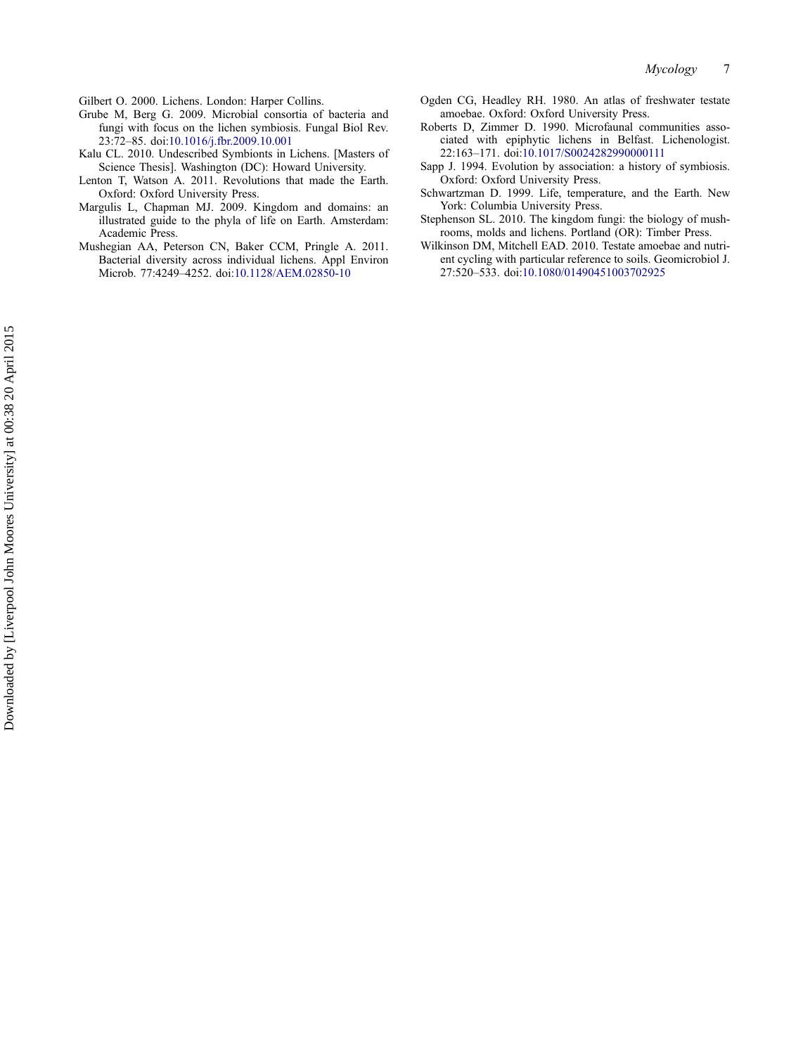Gilbert O. 2000. Lichens. London: Harper Collins.

Grube M, Berg G. 2009. Microbial consortia of bacteria and fungi with focus on the lichen symbiosis. Fungal Biol Rev. 23:72–85. doi:10.1016/j.fbr.2009.10.001

Kalu CL. 2010. Undescribed Symbionts in Lichens. [Masters of Science Thesis]. Washington (DC): Howard University.

Lenton T, Watson A. 2011. Revolutions that made the Earth. Oxford: Oxford University Press.

Margulis L, Chapman MJ. 2009. Kingdom and domains: an illustrated guide to the phyla of life on Earth. Amsterdam: Academic Press.

Mushegian AA, Peterson CN, Baker CCM, Pringle A. 2011. Bacterial diversity across individual lichens. Appl Environ Microb. 77:4249–4252. doi:10.1128/AEM.02850-10

Ogden CG, Headley RH. 1980. An atlas of freshwater testate amoebae. Oxford: Oxford University Press.

Roberts D, Zimmer D. 1990. Microfaunal communities associated with epiphytic lichens in Belfast. Lichenologist. 22:163–171. doi:10.1017/S0024282990000111

Sapp J. 1994. Evolution by association: a history of symbiosis. Oxford: Oxford University Press.

Schwartzman D. 1999. Life, temperature, and the Earth. New York: Columbia University Press.

Stephenson SL. 2010. The kingdom fungi: the biology of mushrooms, molds and lichens. Portland (OR): Timber Press.

Wilkinson DM, Mitchell EAD. 2010. Testate amoebae and nutrient cycling with particular reference to soils. Geomicrobiol J. 27:520–533. doi:10.1080/01490451003702925